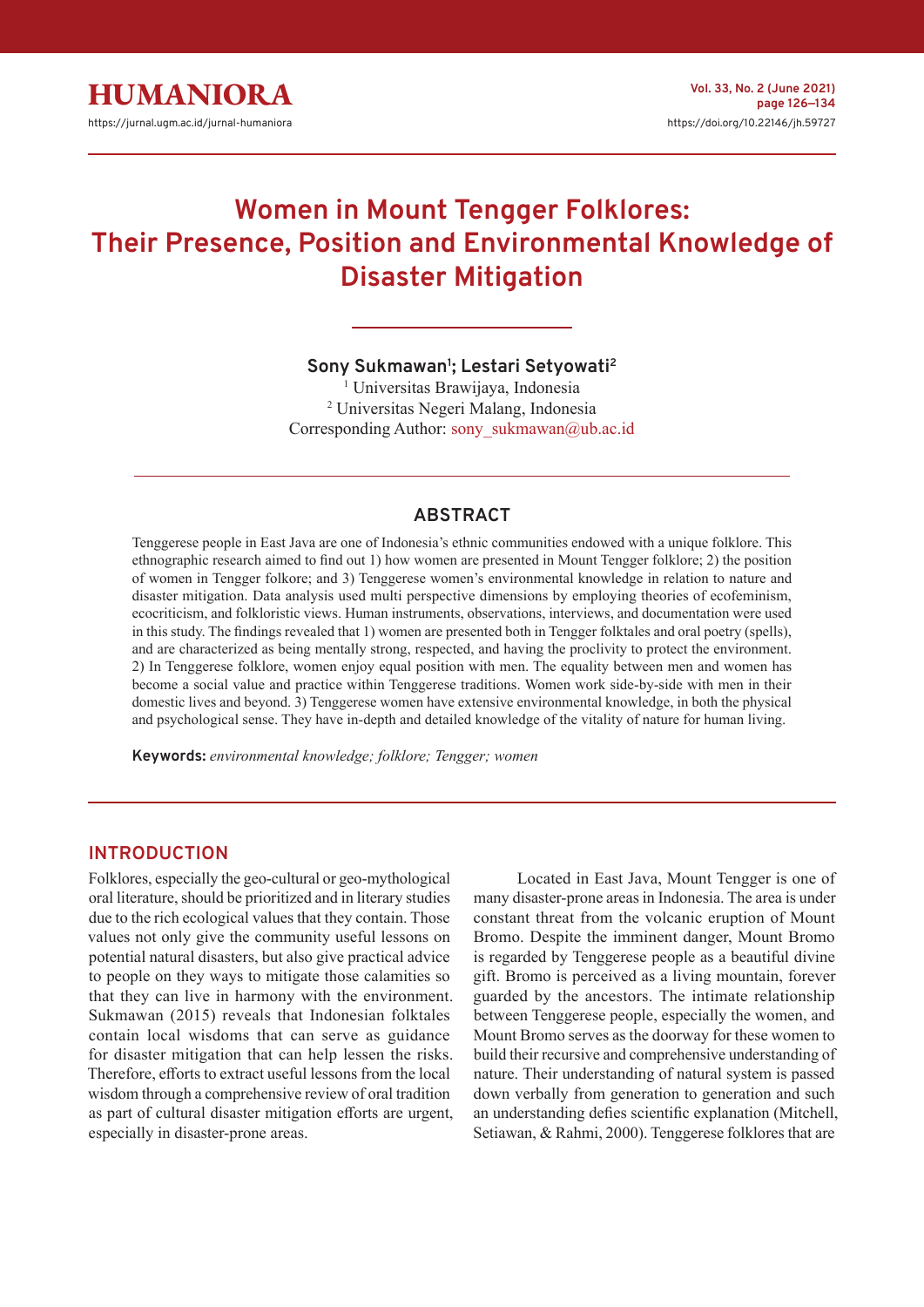HUMANIORA

https://jurnal.ugm.ac.id/jurnal-humaniora

https://doi.org/10.22146/jh.59727

# Women in Mount Tengger Folklores: Their Presence, Position and Environmental Knowledge of Disaster Mitigation

**Sony Sukmawan[1]; Lestari Setyowati[2]**

[1] Universitas Brawijaya, Indonesia
[2] Universitas Negeri Malang, Indonesia
Corresponding Author: sony_sukmawan@ub.ac.id

## ABSTRACT

Tenggerese people in East Java are one of Indonesia's ethnic communities endowed with a unique folklore. This ethnographic research aimed to find out 1) how women are presented in Mount Tengger folklore; 2) the position of women in Tengger folkore; and 3) Tenggerese women's environmental knowledge in relation to nature and disaster mitigation. Data analysis used multi perspective dimensions by employing theories of ecofeminism, ecocriticism, and folkloristic views. Human instruments, observations, interviews, and documentation were used in this study. The findings revealed that 1) women are presented both in Tengger folktales and oral poetry (spells), and are characterized as being mentally strong, respected, and having the proclivity to protect the environment. 2) In Tenggerese folklore, women enjoy equal position with men. The equality between men and women has become a social value and practice within Tenggerese traditions. Women work side-by-side with men in their domestic lives and beyond. 3) Tenggerese women have extensive environmental knowledge, in both the physical and psychological sense. They have in-depth and detailed knowledge of the vitality of nature for human living.

**Keywords:** *environmental knowledge; folklore; Tengger; women*

## INTRODUCTION

Folklores, especially the geo-cultural or geo-mythological oral literature, should be prioritized and in literary studies due to the rich ecological values that they contain. Those values not only give the community useful lessons on potential natural disasters, but also give practical advice to people on they ways to mitigate those calamities so that they can live in harmony with the environment. Sukmawan (2015) reveals that Indonesian folktales contain local wisdoms that can serve as guidance for disaster mitigation that can help lessen the risks. Therefore, efforts to extract useful lessons from the local wisdom through a comprehensive review of oral tradition as part of cultural disaster mitigation efforts are urgent, especially in disaster-prone areas.

Located in East Java, Mount Tengger is one of many disaster-prone areas in Indonesia. The area is under constant threat from the volcanic eruption of Mount Bromo. Despite the imminent danger, Mount Bromo is regarded by Tenggerese people as a beautiful divine gift. Bromo is perceived as a living mountain, forever guarded by the ancestors. The intimate relationship between Tenggerese people, especially the women, and Mount Bromo serves as the doorway for these women to build their recursive and comprehensive understanding of nature. Their understanding of natural system is passed down verbally from generation to generation and such an understanding defies scientific explanation (Mitchell, Setiawan, & Rahmi, 2000). Tenggerese folklores that are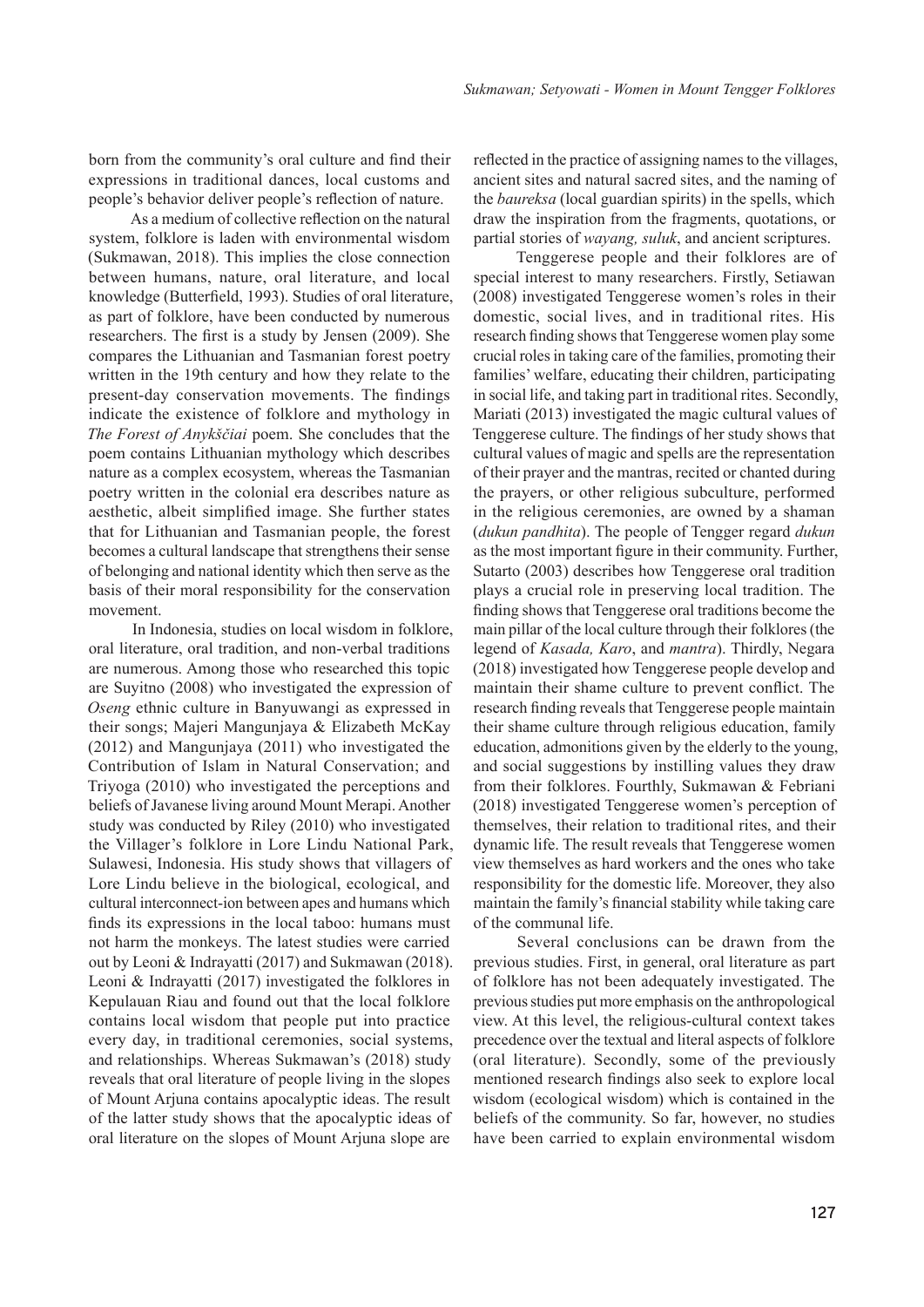born from the community's oral culture and find their expressions in traditional dances, local customs and people's behavior deliver people's reflection of nature.

As a medium of collective reflection on the natural system, folklore is laden with environmental wisdom (Sukmawan, 2018). This implies the close connection between humans, nature, oral literature, and local knowledge (Butterfield, 1993). Studies of oral literature, as part of folklore, have been conducted by numerous researchers. The first is a study by Jensen (2009). She compares the Lithuanian and Tasmanian forest poetry written in the 19th century and how they relate to the present-day conservation movements. The findings indicate the existence of folklore and mythology in *The Forest of Anykščiai* poem. She concludes that the poem contains Lithuanian mythology which describes nature as a complex ecosystem, whereas the Tasmanian poetry written in the colonial era describes nature as aesthetic, albeit simplified image. She further states that for Lithuanian and Tasmanian people, the forest becomes a cultural landscape that strengthens their sense of belonging and national identity which then serve as the basis of their moral responsibility for the conservation movement.

In Indonesia, studies on local wisdom in folklore, oral literature, oral tradition, and non-verbal traditions are numerous. Among those who researched this topic are Suyitno (2008) who investigated the expression of *Oseng* ethnic culture in Banyuwangi as expressed in their songs; Majeri Mangunjaya & Elizabeth McKay (2012) and Mangunjaya (2011) who investigated the Contribution of Islam in Natural Conservation; and Triyoga (2010) who investigated the perceptions and beliefs of Javanese living around Mount Merapi. Another study was conducted by Riley (2010) who investigated the Villager's folklore in Lore Lindu National Park, Sulawesi, Indonesia. His study shows that villagers of Lore Lindu believe in the biological, ecological, and cultural interconnect-ion between apes and humans which finds its expressions in the local taboo: humans must not harm the monkeys. The latest studies were carried out by Leoni & Indrayatti (2017) and Sukmawan (2018). Leoni & Indrayatti (2017) investigated the folklores in Kepulauan Riau and found out that the local folklore contains local wisdom that people put into practice every day, in traditional ceremonies, social systems, and relationships. Whereas Sukmawan's (2018) study reveals that oral literature of people living in the slopes of Mount Arjuna contains apocalyptic ideas. The result of the latter study shows that the apocalyptic ideas of oral literature on the slopes of Mount Arjuna slope are reflected in the practice of assigning names to the villages, ancient sites and natural sacred sites, and the naming of the *baureksa* (local guardian spirits) in the spells, which draw the inspiration from the fragments, quotations, or partial stories of *wayang, suluk*, and ancient scriptures.

Tenggerese people and their folklores are of special interest to many researchers. Firstly, Setiawan (2008) investigated Tenggerese women's roles in their domestic, social lives, and in traditional rites. His research finding shows that Tenggerese women play some crucial roles in taking care of the families, promoting their families' welfare, educating their children, participating in social life, and taking part in traditional rites. Secondly, Mariati (2013) investigated the magic cultural values of Tenggerese culture. The findings of her study shows that cultural values of magic and spells are the representation of their prayer and the mantras, recited or chanted during the prayers, or other religious subculture, performed in the religious ceremonies, are owned by a shaman (*dukun pandhita*). The people of Tengger regard *dukun* as the most important figure in their community. Further, Sutarto (2003) describes how Tenggerese oral tradition plays a crucial role in preserving local tradition. The finding shows that Tenggerese oral traditions become the main pillar of the local culture through their folklores (the legend of *Kasada, Karo*, and *mantra*). Thirdly, Negara (2018) investigated how Tenggerese people develop and maintain their shame culture to prevent conflict. The research finding reveals that Tenggerese people maintain their shame culture through religious education, family education, admonitions given by the elderly to the young, and social suggestions by instilling values they draw from their folklores. Fourthly, Sukmawan & Febriani (2018) investigated Tenggerese women's perception of themselves, their relation to traditional rites, and their dynamic life. The result reveals that Tenggerese women view themselves as hard workers and the ones who take responsibility for the domestic life. Moreover, they also maintain the family's financial stability while taking care of the communal life.

Several conclusions can be drawn from the previous studies. First, in general, oral literature as part of folklore has not been adequately investigated. The previous studies put more emphasis on the anthropological view. At this level, the religious-cultural context takes precedence over the textual and literal aspects of folklore (oral literature). Secondly, some of the previously mentioned research findings also seek to explore local wisdom (ecological wisdom) which is contained in the beliefs of the community. So far, however, no studies have been carried to explain environmental wisdom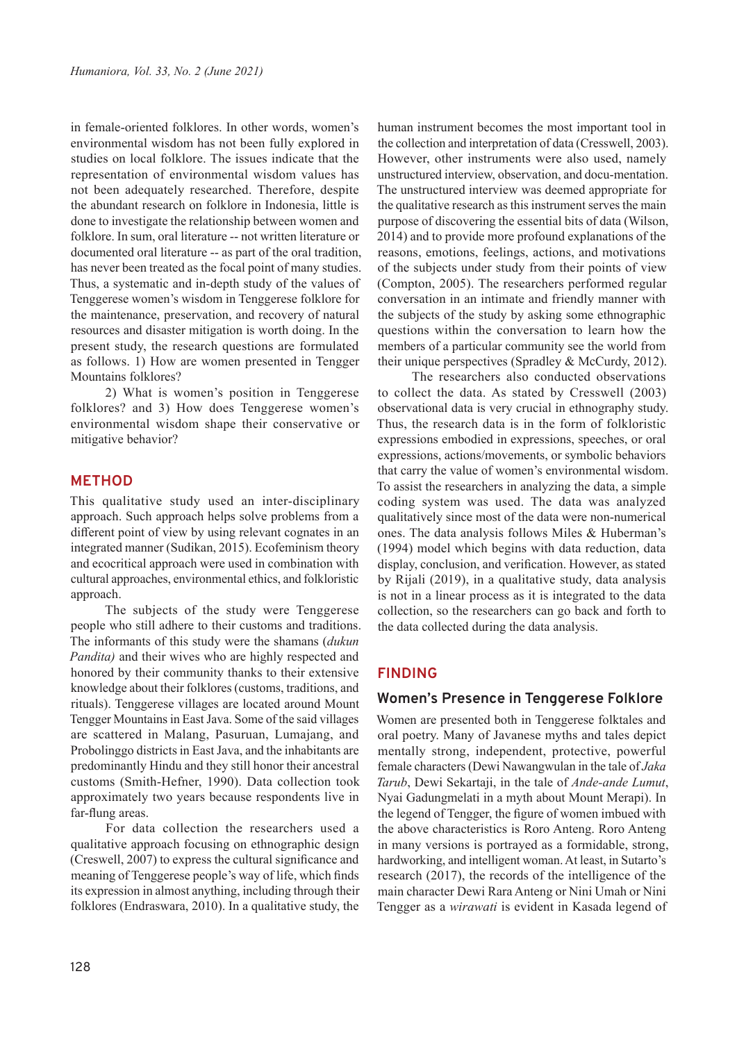in female-oriented folklores. In other words, women's environmental wisdom has not been fully explored in studies on local folklore. The issues indicate that the representation of environmental wisdom values has not been adequately researched. Therefore, despite the abundant research on folklore in Indonesia, little is done to investigate the relationship between women and folklore. In sum, oral literature -- not written literature or documented oral literature -- as part of the oral tradition, has never been treated as the focal point of many studies. Thus, a systematic and in-depth study of the values of Tenggerese women's wisdom in Tenggerese folklore for the maintenance, preservation, and recovery of natural resources and disaster mitigation is worth doing. In the present study, the research questions are formulated as follows. 1) How are women presented in Tengger Mountains folklores?

2) What is women's position in Tenggerese folklores? and 3) How does Tenggerese women's environmental wisdom shape their conservative or mitigative behavior?

## METHOD

This qualitative study used an inter-disciplinary approach. Such approach helps solve problems from a different point of view by using relevant cognates in an integrated manner (Sudikan, 2015). Ecofeminism theory and ecocritical approach were used in combination with cultural approaches, environmental ethics, and folkloristic approach.

The subjects of the study were Tenggerese people who still adhere to their customs and traditions. The informants of this study were the shamans (*dukun Pandita)* and their wives who are highly respected and honored by their community thanks to their extensive knowledge about their folklores (customs, traditions, and rituals). Tenggerese villages are located around Mount Tengger Mountains in East Java. Some of the said villages are scattered in Malang, Pasuruan, Lumajang, and Probolinggo districts in East Java, and the inhabitants are predominantly Hindu and they still honor their ancestral customs (Smith-Hefner, 1990). Data collection took approximately two years because respondents live in far-flung areas.

For data collection the researchers used a qualitative approach focusing on ethnographic design (Creswell, 2007) to express the cultural significance and meaning of Tenggerese people's way of life, which finds its expression in almost anything, including through their folklores (Endraswara, 2010). In a qualitative study, the human instrument becomes the most important tool in the collection and interpretation of data (Cresswell, 2003). However, other instruments were also used, namely unstructured interview, observation, and docu-mentation. The unstructured interview was deemed appropriate for the qualitative research as this instrument serves the main purpose of discovering the essential bits of data (Wilson, 2014) and to provide more profound explanations of the reasons, emotions, feelings, actions, and motivations of the subjects under study from their points of view (Compton, 2005). The researchers performed regular conversation in an intimate and friendly manner with the subjects of the study by asking some ethnographic questions within the conversation to learn how the members of a particular community see the world from their unique perspectives (Spradley & McCurdy, 2012).

The researchers also conducted observations to collect the data. As stated by Cresswell (2003) observational data is very crucial in ethnography study. Thus, the research data is in the form of folkloristic expressions embodied in expressions, speeches, or oral expressions, actions/movements, or symbolic behaviors that carry the value of women's environmental wisdom. To assist the researchers in analyzing the data, a simple coding system was used. The data was analyzed qualitatively since most of the data were non-numerical ones. The data analysis follows Miles & Huberman's (1994) model which begins with data reduction, data display, conclusion, and verification. However, as stated by Rijali (2019), in a qualitative study, data analysis is not in a linear process as it is integrated to the data collection, so the researchers can go back and forth to the data collected during the data analysis.

## FINDING

### Women's Presence in Tenggerese Folklore

Women are presented both in Tenggerese folktales and oral poetry. Many of Javanese myths and tales depict mentally strong, independent, protective, powerful female characters (Dewi Nawangwulan in the tale of *Jaka Tarub*, Dewi Sekartaji, in the tale of *Ande-ande Lumut*, Nyai Gadungmelati in a myth about Mount Merapi). In the legend of Tengger, the figure of women imbued with the above characteristics is Roro Anteng. Roro Anteng in many versions is portrayed as a formidable, strong, hardworking, and intelligent woman. At least, in Sutarto's research (2017), the records of the intelligence of the main character Dewi Rara Anteng or Nini Umah or Nini Tengger as a *wirawati* is evident in Kasada legend of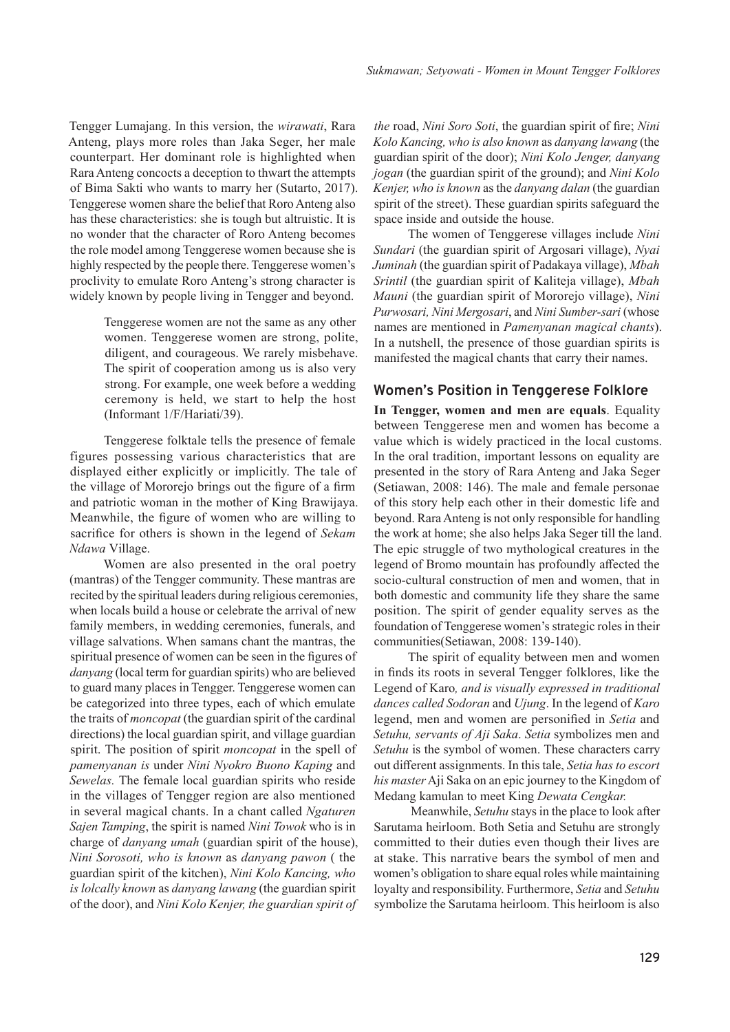Tengger Lumajang. In this version, the *wirawati*, Rara Anteng, plays more roles than Jaka Seger, her male counterpart. Her dominant role is highlighted when Rara Anteng concocts a deception to thwart the attempts of Bima Sakti who wants to marry her (Sutarto, 2017). Tenggerese women share the belief that Roro Anteng also has these characteristics: she is tough but altruistic. It is no wonder that the character of Roro Anteng becomes the role model among Tenggerese women because she is highly respected by the people there. Tenggerese women's proclivity to emulate Roro Anteng's strong character is widely known by people living in Tengger and beyond.

> Tenggerese women are not the same as any other women. Tenggerese women are strong, polite, diligent, and courageous. We rarely misbehave. The spirit of cooperation among us is also very strong. For example, one week before a wedding ceremony is held, we start to help the host (Informant 1/F/Hariati/39).

Tenggerese folktale tells the presence of female figures possessing various characteristics that are displayed either explicitly or implicitly. The tale of the village of Mororejo brings out the figure of a firm and patriotic woman in the mother of King Brawijaya. Meanwhile, the figure of women who are willing to sacrifice for others is shown in the legend of *Sekam Ndawa* Village.

Women are also presented in the oral poetry (mantras) of the Tengger community. These mantras are recited by the spiritual leaders during religious ceremonies, when locals build a house or celebrate the arrival of new family members, in wedding ceremonies, funerals, and village salvations. When samans chant the mantras, the spiritual presence of women can be seen in the figures of *danyang* (local term for guardian spirits) who are believed to guard many places in Tengger. Tenggerese women can be categorized into three types, each of which emulate the traits of *moncopat* (the guardian spirit of the cardinal directions) the local guardian spirit, and village guardian spirit. The position of spirit *moncopat* in the spell of *pamenyanan is* under *Nini Nyokro Buono Kaping* and *Sewelas.* The female local guardian spirits who reside in the villages of Tengger region are also mentioned in several magical chants. In a chant called *Ngaturen Sajen Tamping*, the spirit is named *Nini Towok* who is in charge of *danyang umah* (guardian spirit of the house), *Nini Sorosoti, who is known* as *danyang pawon* ( the guardian spirit of the kitchen), *Nini Kolo Kancing, who is lolcally known* as *danyang lawang* (the guardian spirit of the door), and *Nini Kolo Kenjer, the guardian spirit of the* road, *Nini Soro Soti*, the guardian spirit of fire; *Nini Kolo Kancing, who is also known* as *danyang lawang* (the guardian spirit of the door); *Nini Kolo Jenger, danyang jogan* (the guardian spirit of the ground); and *Nini Kolo Kenjer, who is known* as the *danyang dalan* (the guardian spirit of the street). These guardian spirits safeguard the space inside and outside the house.

The women of Tenggerese villages include *Nini Sundari* (the guardian spirit of Argosari village), *Nyai Juminah* (the guardian spirit of Padakaya village), *Mbah Srintil* (the guardian spirit of Kaliteja village), *Mbah Mauni* (the guardian spirit of Mororejo village), *Nini Purwosari, Nini Mergosari*, and *Nini Sumber-sari* (whose names are mentioned in *Pamenyanan magical chants*). In a nutshell, the presence of those guardian spirits is manifested the magical chants that carry their names.

## Women's Position in Tenggerese Folklore

**In Tengger, women and men are equals**. Equality between Tenggerese men and women has become a value which is widely practiced in the local customs. In the oral tradition, important lessons on equality are presented in the story of Rara Anteng and Jaka Seger (Setiawan, 2008: 146). The male and female personae of this story help each other in their domestic life and beyond. Rara Anteng is not only responsible for handling the work at home; she also helps Jaka Seger till the land. The epic struggle of two mythological creatures in the legend of Bromo mountain has profoundly affected the socio-cultural construction of men and women, that in both domestic and community life they share the same position. The spirit of gender equality serves as the foundation of Tenggerese women's strategic roles in their communities(Setiawan, 2008: 139-140).

The spirit of equality between men and women in finds its roots in several Tengger folklores, like the Legend of Karo*, and is visually expressed in traditional dances called Sodoran* and *Ujung*. In the legend of *Karo* legend, men and women are personified in *Setia* and *Setuhu, servants of Aji Saka*. *Setia* symbolizes men and *Setuhu* is the symbol of women. These characters carry out different assignments. In this tale, *Setia has to escort his master* Aji Saka on an epic journey to the Kingdom of Medang kamulan to meet King *Dewata Cengkar.*

Meanwhile, *Setuhu* stays in the place to look after Sarutama heirloom. Both Setia and Setuhu are strongly committed to their duties even though their lives are at stake. This narrative bears the symbol of men and women's obligation to share equal roles while maintaining loyalty and responsibility. Furthermore, *Setia* and *Setuhu* symbolize the Sarutama heirloom. This heirloom is also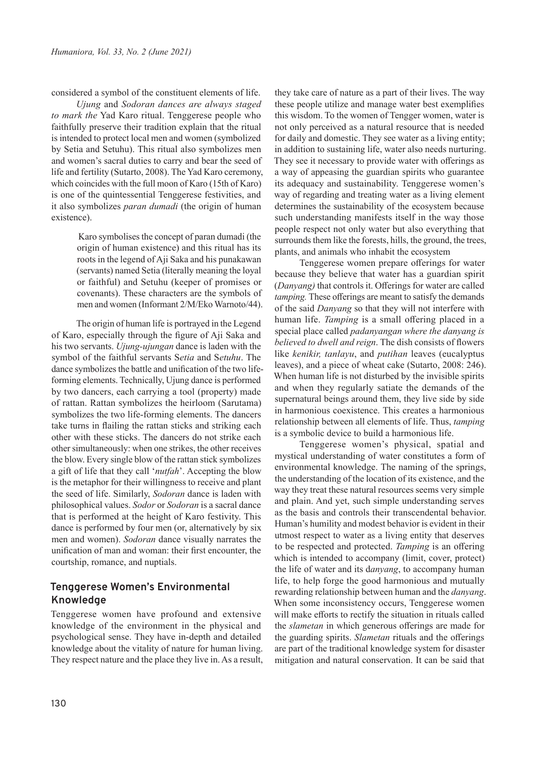considered a symbol of the constituent elements of life.

*Ujung* and *Sodoran dances are always staged to mark the* Yad Karo ritual. Tenggerese people who faithfully preserve their tradition explain that the ritual is intended to protect local men and women (symbolized by Setia and Setuhu). This ritual also symbolizes men and women's sacral duties to carry and bear the seed of life and fertility (Sutarto, 2008). The Yad Karo ceremony, which coincides with the full moon of Karo (15th of Karo) is one of the quintessential Tenggerese festivities, and it also symbolizes *paran dumadi* (the origin of human existence).

> Karo symbolises the concept of paran dumadi (the origin of human existence) and this ritual has its roots in the legend of Aji Saka and his punakawan (servants) named Setia (literally meaning the loyal or faithful) and Setuhu (keeper of promises or covenants). These characters are the symbols of men and women (Informant 2/M/Eko Warnoto/44).

The origin of human life is portrayed in the Legend of Karo, especially through the figure of Aji Saka and his two servants. *Ujung-ujungan* dance is laden with the symbol of the faithful servants S*etia* and S*etuhu*. The dance symbolizes the battle and unification of the two life-forming elements. Technically, Ujung dance is performed by two dancers, each carrying a tool (property) made of rattan. Rattan symbolizes the heirloom (Sarutama) symbolizes the two life-forming elements. The dancers take turns in flailing the rattan sticks and striking each other with these sticks. The dancers do not strike each other simultaneously: when one strikes, the other receives the blow. Every single blow of the rattan stick symbolizes a gift of life that they call '*nutfah*'. Accepting the blow is the metaphor for their willingness to receive and plant the seed of life. Similarly, *Sodoran* dance is laden with philosophical values. *Sodor* or *Sodoran* is a sacral dance that is performed at the height of Karo festivity. This dance is performed by four men (or, alternatively by six men and women). *Sodoran* dance visually narrates the unification of man and woman: their first encounter, the courtship, romance, and nuptials.

## Tenggerese Women's Environmental Knowledge

Tenggerese women have profound and extensive knowledge of the environment in the physical and psychological sense. They have in-depth and detailed knowledge about the vitality of nature for human living. They respect nature and the place they live in. As a result, they take care of nature as a part of their lives. The way these people utilize and manage water best exemplifies this wisdom. To the women of Tengger women, water is not only perceived as a natural resource that is needed for daily and domestic. They see water as a living entity; in addition to sustaining life, water also needs nurturing. They see it necessary to provide water with offerings as a way of appeasing the guardian spirits who guarantee its adequacy and sustainability. Tenggerese women's way of regarding and treating water as a living element determines the sustainability of the ecosystem because such understanding manifests itself in the way those people respect not only water but also everything that surrounds them like the forests, hills, the ground, the trees, plants, and animals who inhabit the ecosystem

Tenggerese women prepare offerings for water because they believe that water has a guardian spirit (*Danyang)* that controls it. Offerings for water are called *tamping.* These offerings are meant to satisfy the demands of the said *Danyang* so that they will not interfere with human life. *Tamping* is a small offering placed in a special place called *padanyangan where the danyang is believed to dwell and reign*. The dish consists of flowers like *kenikir, tanlayu*, and *putihan* leaves (eucalyptus leaves), and a piece of wheat cake (Sutarto, 2008: 246). When human life is not disturbed by the invisible spirits and when they regularly satiate the demands of the supernatural beings around them, they live side by side in harmonious coexistence. This creates a harmonious relationship between all elements of life. Thus, *tamping* is a symbolic device to build a harmonious life.

Tenggerese women's physical, spatial and mystical understanding of water constitutes a form of environmental knowledge. The naming of the springs, the understanding of the location of its existence, and the way they treat these natural resources seems very simple and plain. And yet, such simple understanding serves as the basis and controls their transcendental behavior. Human's humility and modest behavior is evident in their utmost respect to water as a living entity that deserves to be respected and protected. *Tamping* is an offering which is intended to accompany (limit, cover, protect) the life of water and its d*anyang*, to accompany human life, to help forge the good harmonious and mutually rewarding relationship between human and the *danyang*. When some inconsistency occurs, Tenggerese women will make efforts to rectify the situation in rituals called the *slametan* in which generous offerings are made for the guarding spirits. *Slametan* rituals and the offerings are part of the traditional knowledge system for disaster mitigation and natural conservation. It can be said that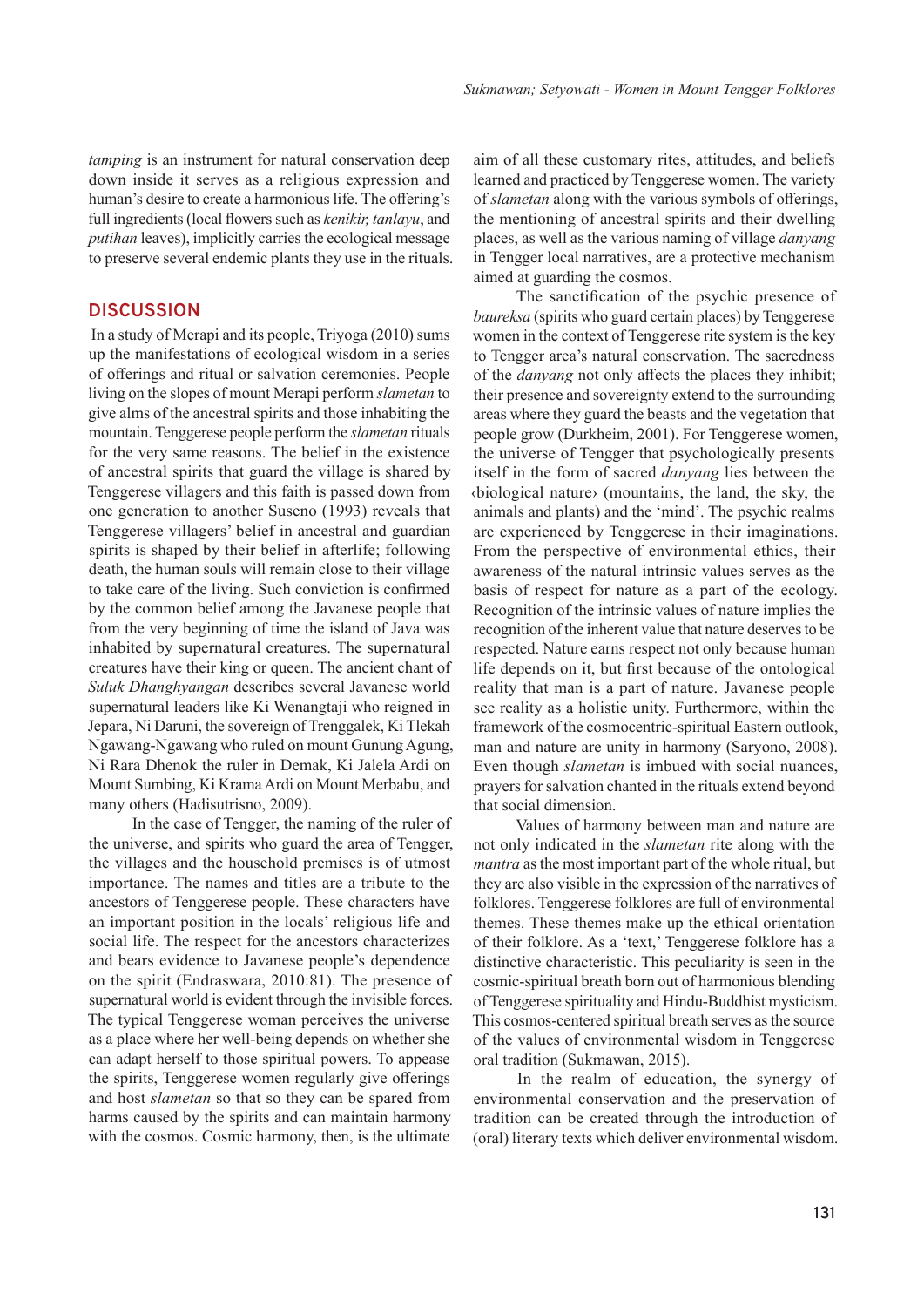*tamping* is an instrument for natural conservation deep down inside it serves as a religious expression and human's desire to create a harmonious life. The offering's full ingredients (local flowers such as *kenikir, tanlayu*, and *putihan* leaves), implicitly carries the ecological message to preserve several endemic plants they use in the rituals.

## DISCUSSION

In a study of Merapi and its people, Triyoga (2010) sums up the manifestations of ecological wisdom in a series of offerings and ritual or salvation ceremonies. People living on the slopes of mount Merapi perform *slametan* to give alms of the ancestral spirits and those inhabiting the mountain. Tenggerese people perform the *slametan* rituals for the very same reasons. The belief in the existence of ancestral spirits that guard the village is shared by Tenggerese villagers and this faith is passed down from one generation to another Suseno (1993) reveals that Tenggerese villagers' belief in ancestral and guardian spirits is shaped by their belief in afterlife; following death, the human souls will remain close to their village to take care of the living. Such conviction is confirmed by the common belief among the Javanese people that from the very beginning of time the island of Java was inhabited by supernatural creatures. The supernatural creatures have their king or queen. The ancient chant of *Suluk Dhanghyangan* describes several Javanese world supernatural leaders like Ki Wenangtaji who reigned in Jepara, Ni Daruni, the sovereign of Trenggalek, Ki Tlekah Ngawang-Ngawang who ruled on mount Gunung Agung, Ni Rara Dhenok the ruler in Demak, Ki Jalela Ardi on Mount Sumbing, Ki Krama Ardi on Mount Merbabu, and many others (Hadisutrisno, 2009).

In the case of Tengger, the naming of the ruler of the universe, and spirits who guard the area of Tengger, the villages and the household premises is of utmost importance. The names and titles are a tribute to the ancestors of Tenggerese people. These characters have an important position in the locals' religious life and social life. The respect for the ancestors characterizes and bears evidence to Javanese people's dependence on the spirit (Endraswara, 2010:81). The presence of supernatural world is evident through the invisible forces. The typical Tenggerese woman perceives the universe as a place where her well-being depends on whether she can adapt herself to those spiritual powers. To appease the spirits, Tenggerese women regularly give offerings and host *slametan* so that so they can be spared from harms caused by the spirits and can maintain harmony with the cosmos. Cosmic harmony, then, is the ultimate aim of all these customary rites, attitudes, and beliefs learned and practiced by Tenggerese women. The variety of *slametan* along with the various symbols of offerings, the mentioning of ancestral spirits and their dwelling places, as well as the various naming of village *danyang* in Tengger local narratives, are a protective mechanism aimed at guarding the cosmos.

The sanctification of the psychic presence of *baureksa* (spirits who guard certain places) by Tenggerese women in the context of Tenggerese rite system is the key to Tengger area's natural conservation. The sacredness of the *danyang* not only affects the places they inhibit; their presence and sovereignty extend to the surrounding areas where they guard the beasts and the vegetation that people grow (Durkheim, 2001). For Tenggerese women, the universe of Tengger that psychologically presents itself in the form of sacred *danyang* lies between the ‹biological nature› (mountains, the land, the sky, the animals and plants) and the 'mind'. The psychic realms are experienced by Tenggerese in their imaginations. From the perspective of environmental ethics, their awareness of the natural intrinsic values serves as the basis of respect for nature as a part of the ecology. Recognition of the intrinsic values of nature implies the recognition of the inherent value that nature deserves to be respected. Nature earns respect not only because human life depends on it, but first because of the ontological reality that man is a part of nature. Javanese people see reality as a holistic unity. Furthermore, within the framework of the cosmocentric-spiritual Eastern outlook, man and nature are unity in harmony (Saryono, 2008). Even though *slametan* is imbued with social nuances, prayers for salvation chanted in the rituals extend beyond that social dimension.

Values of harmony between man and nature are not only indicated in the *slametan* rite along with the *mantra* as the most important part of the whole ritual, but they are also visible in the expression of the narratives of folklores. Tenggerese folklores are full of environmental themes. These themes make up the ethical orientation of their folklore. As a 'text,' Tenggerese folklore has a distinctive characteristic. This peculiarity is seen in the cosmic-spiritual breath born out of harmonious blending of Tenggerese spirituality and Hindu-Buddhist mysticism. This cosmos-centered spiritual breath serves as the source of the values of environmental wisdom in Tenggerese oral tradition (Sukmawan, 2015).

In the realm of education, the synergy of environmental conservation and the preservation of tradition can be created through the introduction of (oral) literary texts which deliver environmental wisdom.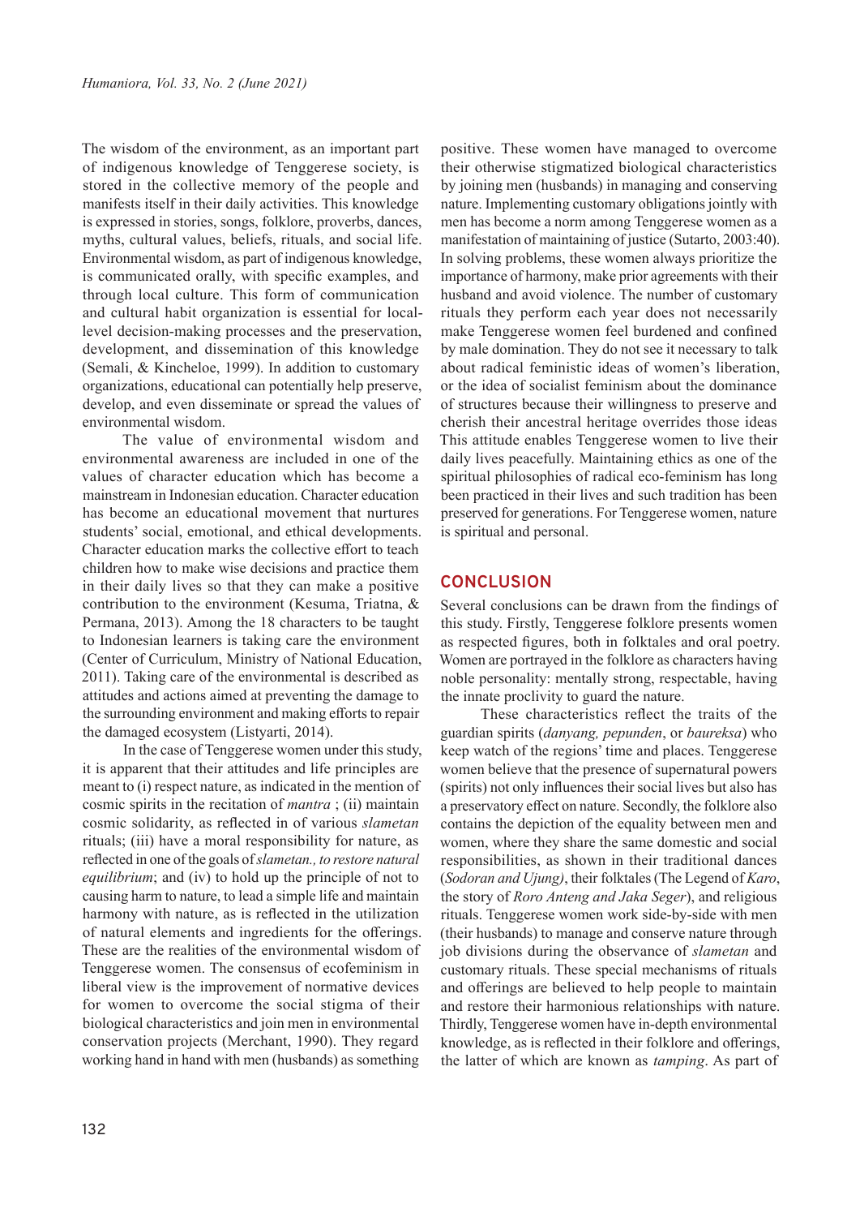The wisdom of the environment, as an important part of indigenous knowledge of Tenggerese society, is stored in the collective memory of the people and manifests itself in their daily activities. This knowledge is expressed in stories, songs, folklore, proverbs, dances, myths, cultural values, beliefs, rituals, and social life. Environmental wisdom, as part of indigenous knowledge, is communicated orally, with specific examples, and through local culture. This form of communication and cultural habit organization is essential for local-level decision-making processes and the preservation, development, and dissemination of this knowledge (Semali, & Kincheloe, 1999). In addition to customary organizations, educational can potentially help preserve, develop, and even disseminate or spread the values of environmental wisdom.

The value of environmental wisdom and environmental awareness are included in one of the values of character education which has become a mainstream in Indonesian education. Character education has become an educational movement that nurtures students' social, emotional, and ethical developments. Character education marks the collective effort to teach children how to make wise decisions and practice them in their daily lives so that they can make a positive contribution to the environment (Kesuma, Triatna, & Permana, 2013). Among the 18 characters to be taught to Indonesian learners is taking care the environment (Center of Curriculum, Ministry of National Education, 2011). Taking care of the environmental is described as attitudes and actions aimed at preventing the damage to the surrounding environment and making efforts to repair the damaged ecosystem (Listyarti, 2014).

In the case of Tenggerese women under this study, it is apparent that their attitudes and life principles are meant to (i) respect nature, as indicated in the mention of cosmic spirits in the recitation of *mantra* ; (ii) maintain cosmic solidarity, as reflected in of various *slametan* rituals; (iii) have a moral responsibility for nature, as reflected in one of the goals of *slametan., to restore natural equilibrium*; and (iv) to hold up the principle of not to causing harm to nature, to lead a simple life and maintain harmony with nature, as is reflected in the utilization of natural elements and ingredients for the offerings. These are the realities of the environmental wisdom of Tenggerese women. The consensus of ecofeminism in liberal view is the improvement of normative devices for women to overcome the social stigma of their biological characteristics and join men in environmental conservation projects (Merchant, 1990). They regard working hand in hand with men (husbands) as something positive. These women have managed to overcome their otherwise stigmatized biological characteristics by joining men (husbands) in managing and conserving nature. Implementing customary obligations jointly with men has become a norm among Tenggerese women as a manifestation of maintaining of justice (Sutarto, 2003:40). In solving problems, these women always prioritize the importance of harmony, make prior agreements with their husband and avoid violence. The number of customary rituals they perform each year does not necessarily make Tenggerese women feel burdened and confined by male domination. They do not see it necessary to talk about radical feministic ideas of women's liberation, or the idea of socialist feminism about the dominance of structures because their willingness to preserve and cherish their ancestral heritage overrides those ideas This attitude enables Tenggerese women to live their daily lives peacefully. Maintaining ethics as one of the spiritual philosophies of radical eco-feminism has long been practiced in their lives and such tradition has been preserved for generations. For Tenggerese women, nature is spiritual and personal.

## CONCLUSION

Several conclusions can be drawn from the findings of this study. Firstly, Tenggerese folklore presents women as respected figures, both in folktales and oral poetry. Women are portrayed in the folklore as characters having noble personality: mentally strong, respectable, having the innate proclivity to guard the nature.

These characteristics reflect the traits of the guardian spirits (*danyang, pepunden*, or *baureksa*) who keep watch of the regions' time and places. Tenggerese women believe that the presence of supernatural powers (spirits) not only influences their social lives but also has a preservatory effect on nature. Secondly, the folklore also contains the depiction of the equality between men and women, where they share the same domestic and social responsibilities, as shown in their traditional dances (*Sodoran and Ujung)*, their folktales (The Legend of *Karo*, the story of *Roro Anteng and Jaka Seger*), and religious rituals. Tenggerese women work side-by-side with men (their husbands) to manage and conserve nature through job divisions during the observance of *slametan* and customary rituals. These special mechanisms of rituals and offerings are believed to help people to maintain and restore their harmonious relationships with nature. Thirdly, Tenggerese women have in-depth environmental knowledge, as is reflected in their folklore and offerings, the latter of which are known as *tamping*. As part of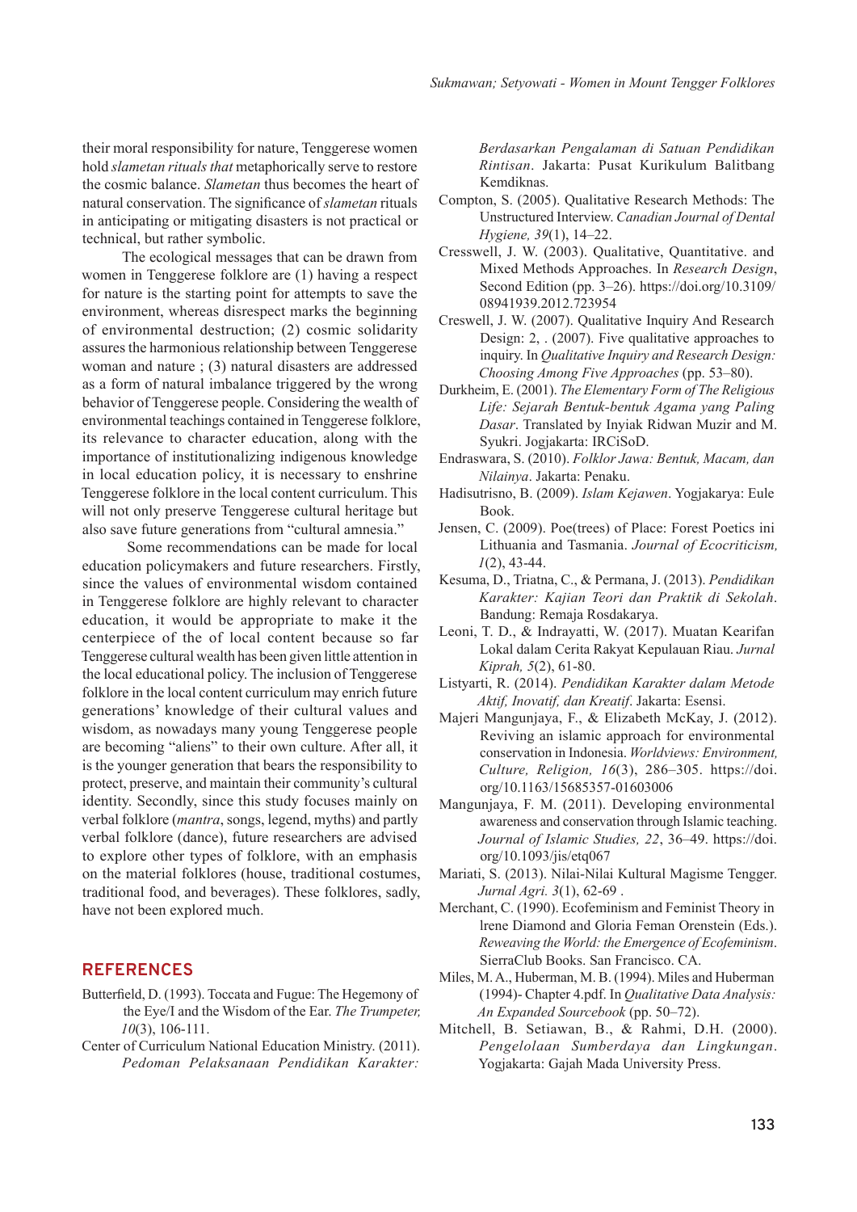their moral responsibility for nature, Tenggerese women hold *slametan rituals that* metaphorically serve to restore the cosmic balance. *Slametan* thus becomes the heart of natural conservation. The significance of *slametan* rituals in anticipating or mitigating disasters is not practical or technical, but rather symbolic.

The ecological messages that can be drawn from women in Tenggerese folklore are (1) having a respect for nature is the starting point for attempts to save the environment, whereas disrespect marks the beginning of environmental destruction; (2) cosmic solidarity assures the harmonious relationship between Tenggerese woman and nature ; (3) natural disasters are addressed as a form of natural imbalance triggered by the wrong behavior of Tenggerese people. Considering the wealth of environmental teachings contained in Tenggerese folklore, its relevance to character education, along with the importance of institutionalizing indigenous knowledge in local education policy, it is necessary to enshrine Tenggerese folklore in the local content curriculum. This will not only preserve Tenggerese cultural heritage but also save future generations from "cultural amnesia."

Some recommendations can be made for local education policymakers and future researchers. Firstly, since the values of environmental wisdom contained in Tenggerese folklore are highly relevant to character education, it would be appropriate to make it the centerpiece of the of local content because so far Tenggerese cultural wealth has been given little attention in the local educational policy. The inclusion of Tenggerese folklore in the local content curriculum may enrich future generations' knowledge of their cultural values and wisdom, as nowadays many young Tenggerese people are becoming "aliens" to their own culture. After all, it is the younger generation that bears the responsibility to protect, preserve, and maintain their community's cultural identity. Secondly, since this study focuses mainly on verbal folklore (*mantra*, songs, legend, myths) and partly verbal folklore (dance), future researchers are advised to explore other types of folklore, with an emphasis on the material folklores (house, traditional costumes, traditional food, and beverages). These folklores, sadly, have not been explored much.

## REFERENCES

Butterfield, D. (1993). Toccata and Fugue: The Hegemony of the Eye/I and the Wisdom of the Ear. *The Trumpeter, 10*(3), 106-111.

Center of Curriculum National Education Ministry. (2011). *Pedoman Pelaksanaan Pendidikan Karakter: Berdasarkan Pengalaman di Satuan Pendidikan Rintisan*. Jakarta: Pusat Kurikulum Balitbang Kemdiknas.

Compton, S. (2005). Qualitative Research Methods: The Unstructured Interview. *Canadian Journal of Dental Hygiene, 39*(1), 14–22.

Cresswell, J. W. (2003). Qualitative, Quantitative. and Mixed Methods Approaches. In *Research Design*, Second Edition (pp. 3–26). https://doi.org/10.3109/08941939.2012.723954

Creswell, J. W. (2007). Qualitative Inquiry And Research Design: 2, . (2007). Five qualitative approaches to inquiry. In *Qualitative Inquiry and Research Design: Choosing Among Five Approaches* (pp. 53–80).

Durkheim, E. (2001). *The Elementary Form of The Religious Life: Sejarah Bentuk-bentuk Agama yang Paling Dasar*. Translated by Inyiak Ridwan Muzir and M. Syukri. Jogjakarta: IRCiSoD.

Endraswara, S. (2010). *Folklor Jawa: Bentuk, Macam, dan Nilainya*. Jakarta: Penaku.

Hadisutrisno, B. (2009). *Islam Kejawen*. Yogjakarya: Eule Book.

Jensen, C. (2009). Poe(trees) of Place: Forest Poetics ini Lithuania and Tasmania. *Journal of Ecocriticism, 1*(2), 43-44.

Kesuma, D., Triatna, C., & Permana, J. (2013). *Pendidikan Karakter: Kajian Teori dan Praktik di Sekolah*. Bandung: Remaja Rosdakarya.

Leoni, T. D., & Indrayatti, W. (2017). Muatan Kearifan Lokal dalam Cerita Rakyat Kepulauan Riau. *Jurnal Kiprah, 5*(2), 61-80.

Listyarti, R. (2014). *Pendidikan Karakter dalam Metode Aktif, Inovatif, dan Kreatif*. Jakarta: Esensi.

Majeri Mangunjaya, F., & Elizabeth McKay, J. (2012). Reviving an islamic approach for environmental conservation in Indonesia. *Worldviews: Environment, Culture, Religion, 16*(3), 286–305. https://doi.org/10.1163/15685357-01603006

Mangunjaya, F. M. (2011). Developing environmental awareness and conservation through Islamic teaching. *Journal of Islamic Studies, 22*, 36–49. https://doi.org/10.1093/jis/etq067

Mariati, S. (2013). Nilai-Nilai Kultural Magisme Tengger. *Jurnal Agri. 3*(1), 62-69 .

Merchant, C. (1990). Ecofeminism and Feminist Theory in lrene Diamond and Gloria Feman Orenstein (Eds.). *Reweaving the World: the Emergence of Ecofeminism*. SierraClub Books. San Francisco. CA.

Miles, M. A., Huberman, M. B. (1994). Miles and Huberman (1994)- Chapter 4.pdf. In *Qualitative Data Analysis: An Expanded Sourcebook* (pp. 50–72).

Mitchell, B. Setiawan, B., & Rahmi, D.H. (2000). *Pengelolaan Sumberdaya dan Lingkungan*. Yogjakarta: Gajah Mada University Press.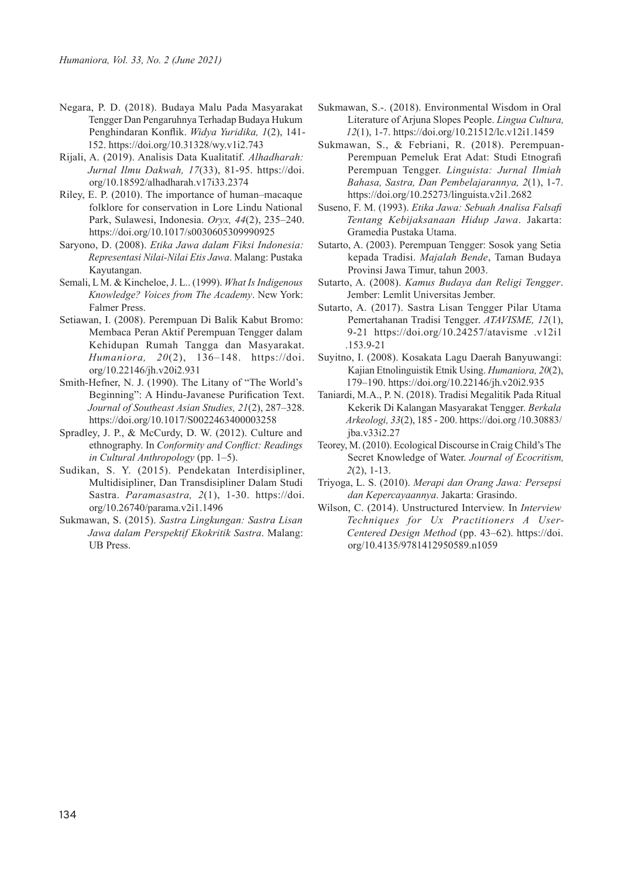Negara, P. D. (2018). Budaya Malu Pada Masyarakat Tengger Dan Pengaruhnya Terhadap Budaya Hukum Penghindaran Konflik. *Widya Yuridika, 1*(2), 141-152. https://doi.org/10.31328/wy.v1i2.743

Rijali, A. (2019). Analisis Data Kualitatif. *Alhadharah: Jurnal Ilmu Dakwah, 17*(33), 81-95. https://doi.org/10.18592/alhadharah.v17i33.2374

Riley, E. P. (2010). The importance of human–macaque folklore for conservation in Lore Lindu National Park, Sulawesi, Indonesia. *Oryx, 44*(2), 235–240. https://doi.org/10.1017/s0030605309990925

Saryono, D. (2008). *Etika Jawa dalam Fiksi Indonesia: Representasi Nilai-Nilai Etis Jawa*. Malang: Pustaka Kayutangan.

Semali, L M. & Kincheloe, J. L.. (1999). *What Is Indigenous Knowledge? Voices from The Academy*. New York: Falmer Press.

Setiawan, I. (2008). Perempuan Di Balik Kabut Bromo: Membaca Peran Aktif Perempuan Tengger dalam Kehidupan Rumah Tangga dan Masyarakat. *Humaniora, 20*(2), 136–148. https://doi.org/10.22146/jh.v20i2.931

Smith-Hefner, N. J. (1990). The Litany of "The World's Beginning": A Hindu-Javanese Purification Text. *Journal of Southeast Asian Studies, 21*(2), 287–328. https://doi.org/10.1017/S0022463400003258

Spradley, J. P., & McCurdy, D. W. (2012). Culture and ethnography. In *Conformity and Conflict: Readings in Cultural Anthropology* (pp. 1–5).

Sudikan, S. Y. (2015). Pendekatan Interdisipliner, Multidisipliner, Dan Transdisipliner Dalam Studi Sastra. *Paramasastra, 2*(1), 1-30. https://doi.org/10.26740/parama.v2i1.1496

Sukmawan, S. (2015). *Sastra Lingkungan: Sastra Lisan Jawa dalam Perspektif Ekokritik Sastra*. Malang: UB Press.

Sukmawan, S.-. (2018). Environmental Wisdom in Oral Literature of Arjuna Slopes People. *Lingua Cultura, 12*(1), 1-7. https://doi.org/10.21512/lc.v12i1.1459

Sukmawan, S., & Febriani, R. (2018). Perempuan-Perempuan Pemeluk Erat Adat: Studi Etnografi Perempuan Tengger. *Linguista: Jurnal Ilmiah Bahasa, Sastra, Dan Pembelajarannya, 2*(1), 1-7. https://doi.org/10.25273/linguista.v2i1.2682

Suseno, F. M. (1993). *Etika Jawa: Sebuah Analisa Falsafi Tentang Kebijaksanaan Hidup Jawa*. Jakarta: Gramedia Pustaka Utama.

Sutarto, A. (2003). Perempuan Tengger: Sosok yang Setia kepada Tradisi. *Majalah Bende*, Taman Budaya Provinsi Jawa Timur, tahun 2003.

Sutarto, A. (2008). *Kamus Budaya dan Religi Tengger*. Jember: Lemlit Universitas Jember.

Sutarto, A. (2017). Sastra Lisan Tengger Pilar Utama Pemertahanan Tradisi Tengger. *ATAVISME, 12*(1), 9-21 https://doi.org/10.24257/atavisme .v12i1 .153.9-21

Suyitno, I. (2008). Kosakata Lagu Daerah Banyuwangi: Kajian Etnolinguistik Etnik Using. *Humaniora, 20*(2), 179–190. https://doi.org/10.22146/jh.v20i2.935

Taniardi, M.A., P. N. (2018). Tradisi Megalitik Pada Ritual Kekerik Di Kalangan Masyarakat Tengger. *Berkala Arkeologi, 33*(2), 185 - 200. https://doi.org /10.30883/jba.v33i2.27

Teorey, M. (2010). Ecological Discourse in Craig Child's The Secret Knowledge of Water. *Journal of Ecocritism, 2*(2), 1-13.

Triyoga, L. S. (2010). *Merapi dan Orang Jawa: Persepsi dan Kepercayaannya*. Jakarta: Grasindo.

Wilson, C. (2014). Unstructured Interview. In *Interview Techniques for Ux Practitioners A User-Centered Design Method* (pp. 43–62). https://doi.org/10.4135/9781412950589.n1059